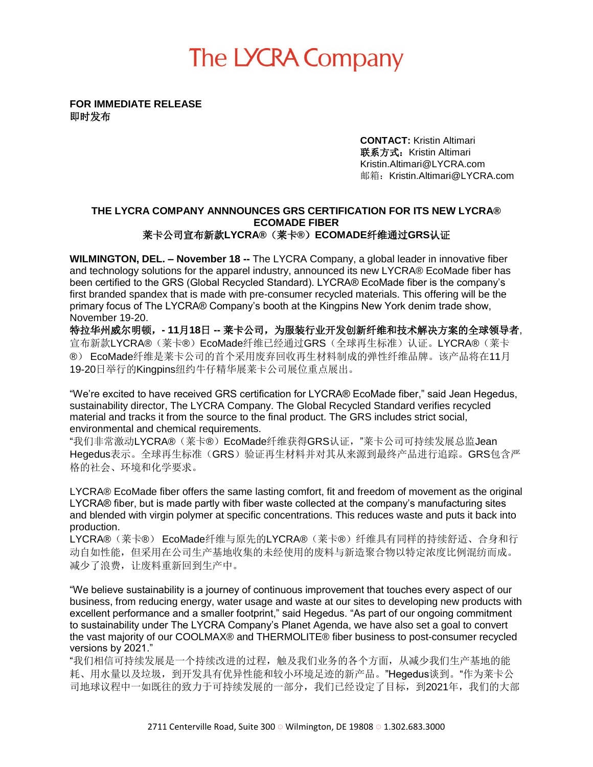# The LYCRA Company

**FOR IMMEDIATE RELEASE**
**即时发布**

**CONTACT:** Kristin Altimari
**联系方式：**Kristin Altimari
Kristin.Altimari@LYCRA.com
邮箱：Kristin.Altimari@LYCRA.com

**THE LYCRA COMPANY ANNNOUNCES GRS CERTIFICATION FOR ITS NEW LYCRA® ECOMADE FIBER**
**莱卡公司宣布新款LYCRA®（莱卡®）ECOMADE纤维通过GRS认证**

**WILMINGTON, DEL. – November 18 --** The LYCRA Company, a global leader in innovative fiber and technology solutions for the apparel industry, announced its new LYCRA® EcoMade fiber has been certified to the GRS (Global Recycled Standard). LYCRA® EcoMade fiber is the company's first branded spandex that is made with pre-consumer recycled materials. This offering will be the primary focus of The LYCRA® Company's booth at the Kingpins New York denim trade show, November 19-20.
**特拉华州威尔明顿，- 11月18日 -- 莱卡公司，为服装行业开发创新纤维和技术解决方案的全球领导者**，宣布新款LYCRA®（莱卡®）EcoMade纤维已经通过GRS（全球再生标准）认证。LYCRA®（莱卡®） EcoMade纤维是莱卡公司的首个采用废弃回收再生材料制成的弹性纤维品牌。该产品将在11月19-20日举行的Kingpins纽约牛仔精华展莱卡公司展位重点展出。

"We're excited to have received GRS certification for LYCRA® EcoMade fiber," said Jean Hegedus, sustainability director, The LYCRA Company. The Global Recycled Standard verifies recycled material and tracks it from the source to the final product. The GRS includes strict social, environmental and chemical requirements.
"我们非常激动LYCRA®（莱卡®）EcoMade纤维获得GRS认证，"莱卡公司可持续发展总监Jean Hegedus表示。全球再生标准（GRS）验证再生材料并对其从来源到最终产品进行追踪。GRS包含严格的社会、环境和化学要求。

LYCRA® EcoMade fiber offers the same lasting comfort, fit and freedom of movement as the original LYCRA® fiber, but is made partly with fiber waste collected at the company's manufacturing sites and blended with virgin polymer at specific concentrations. This reduces waste and puts it back into production.
LYCRA®（莱卡®） EcoMade纤维与原先的LYCRA®（莱卡®）纤维具有同样的持续舒适、合身和行动自如性能，但采用在公司生产基地收集的未经使用的废料与新造聚合物以特定浓度比例混纺而成。减少了浪费，让废料重新回到生产中。

"We believe sustainability is a journey of continuous improvement that touches every aspect of our business, from reducing energy, water usage and waste at our sites to developing new products with excellent performance and a smaller footprint," said Hegedus. "As part of our ongoing commitment to sustainability under The LYCRA Company's Planet Agenda, we have also set a goal to convert the vast majority of our COOLMAX® and THERMOLITE® fiber business to post-consumer recycled versions by 2021."
"我们相信可持续发展是一个持续改进的过程，触及我们业务的各个方面，从减少我们生产基地的能耗、用水量以及垃圾，到开发具有优异性能和较小环境足迹的新产品。"Hegedus谈到。"作为莱卡公司地球议程中一如既往的致力于可持续发展的一部分，我们已经设定了目标，到2021年，我们的大部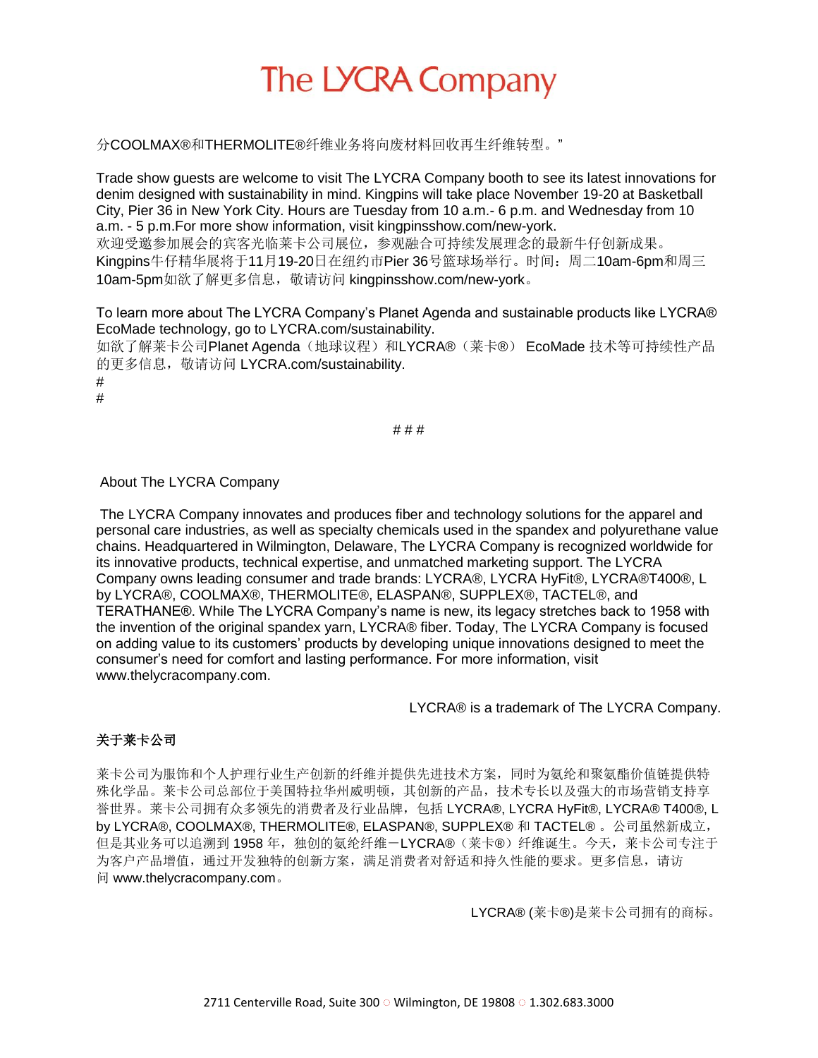分COOLMAX®和THERMOLITE®纤维业务将向废材料回收再生纤维转型。”

Trade show guests are welcome to visit The LYCRA Company booth to see its latest innovations for denim designed with sustainability in mind. Kingpins will take place November 19-20 at Basketball City, Pier 36 in New York City. Hours are Tuesday from 10 a.m.- 6 p.m. and Wednesday from 10 a.m. - 5 p.m.For more show information, visit kingpinsshow.com/new-york.
欢迎受邀参加展会的宾客光临莱卡公司展位，参观融合可持续发展理念的最新牛仔创新成果。Kingpins牛仔精华展将于11月19-20日在纽约市Pier 36号篮球场举行。时间：周二10am-6pm和周三10am-5pm如欲了解更多信息，敬请访问 kingpinsshow.com/new-york。

To learn more about The LYCRA Company's Planet Agenda and sustainable products like LYCRA® EcoMade technology, go to LYCRA.com/sustainability.
如欲了解莱卡公司Planet Agenda（地球议程）和LYCRA®（莱卡®） EcoMade 技术等可持续性产品的更多信息，敬请访问 LYCRA.com/sustainability.
#
#

# # #

About The LYCRA Company

The LYCRA Company innovates and produces fiber and technology solutions for the apparel and personal care industries, as well as specialty chemicals used in the spandex and polyurethane value chains. Headquartered in Wilmington, Delaware, The LYCRA Company is recognized worldwide for its innovative products, technical expertise, and unmatched marketing support. The LYCRA Company owns leading consumer and trade brands: LYCRA®, LYCRA HyFit®, LYCRA®T400®, L by LYCRA®, COOLMAX®, THERMOLITE®, ELASPAN®, SUPPLEX®, TACTEL®, and TERATHANE®. While The LYCRA Company's name is new, its legacy stretches back to 1958 with the invention of the original spandex yarn, LYCRA® fiber. Today, The LYCRA Company is focused on adding value to its customers' products by developing unique innovations designed to meet the consumer's need for comfort and lasting performance. For more information, visit www.thelycracompany.com.

LYCRA® is a trademark of The LYCRA Company.

**关于莱卡公司**

莱卡公司为服饰和个人护理行业生产创新的纤维并提供先进技术方案，同时为氨纶和聚氨酯价值链提供特殊化学品。莱卡公司总部位于美国特拉华州威明顿，其创新的产品，技术专长以及强大的市场营销支持享誉世界。莱卡公司拥有众多领先的消费者及行业品牌，包括 LYCRA®, LYCRA HyFit®, LYCRA® T400®, L by LYCRA®, COOLMAX®, THERMOLITE®, ELASPAN®, SUPPLEX® 和 TACTEL® 。公司虽然新成立，但是其业务可以追溯到 1958 年，独创的氨纶纤维－LYCRA®（莱卡®）纤维诞生。今天，莱卡公司专注于为客户产品增值，通过开发独特的创新方案，满足消费者对舒适和持久性能的要求。更多信息，请访问 www.thelycracompany.com。

LYCRA® (莱卡®)是莱卡公司拥有的商标。